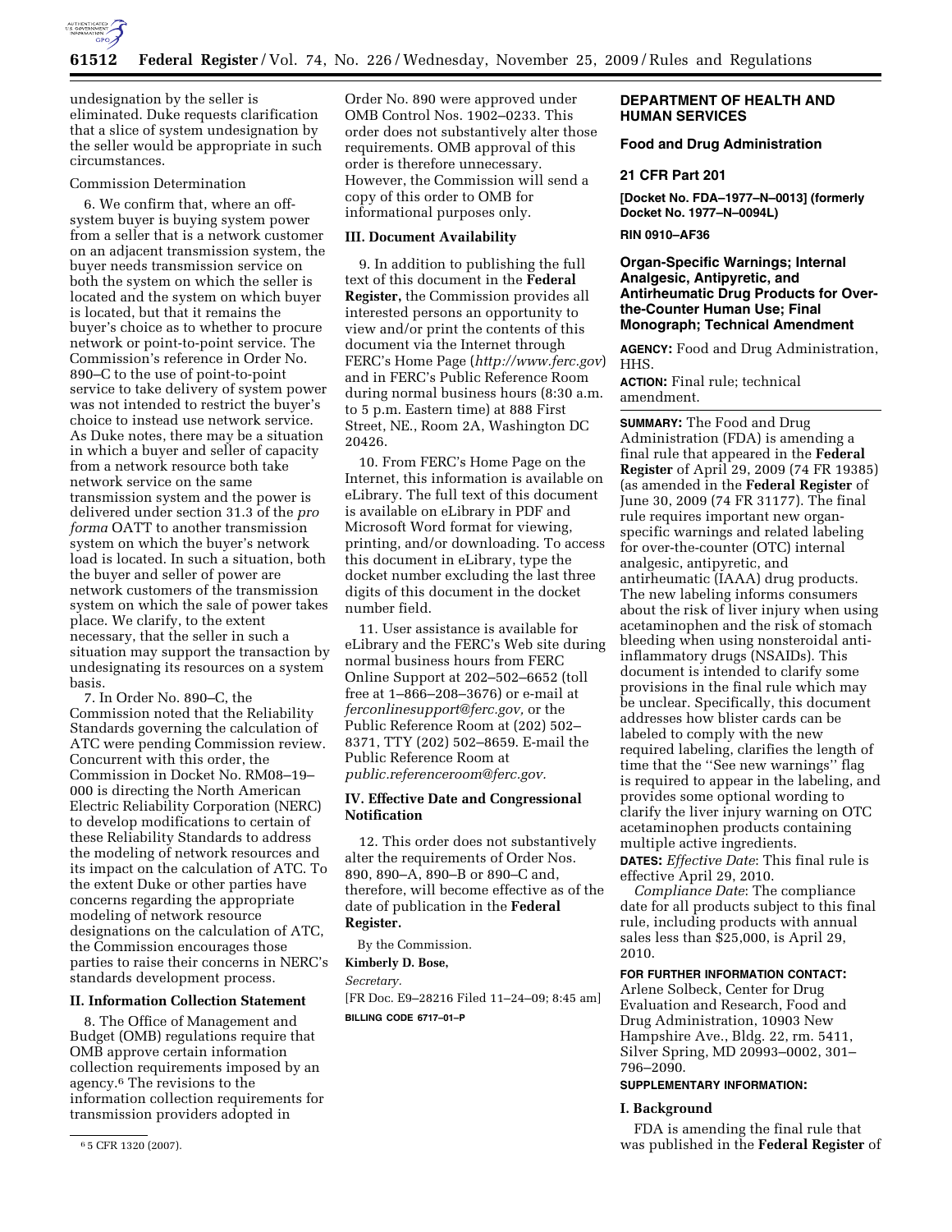undesignation by the seller is eliminated. Duke requests clarification that a slice of system undesignation by the seller would be appropriate in such circumstances.

Commission Determination

6. We confirm that, where an off-system buyer is buying system power from a seller that is a network customer on an adjacent transmission system, the buyer needs transmission service on both the system on which the seller is located and the system on which buyer is located, but that it remains the buyer's choice as to whether to procure network or point-to-point service. The Commission's reference in Order No. 890–C to the use of point-to-point service to take delivery of system power was not intended to restrict the buyer's choice to instead use network service. As Duke notes, there may be a situation in which a buyer and seller of capacity from a network resource both take network service on the same transmission system and the power is delivered under section 31.3 of the *pro forma* OATT to another transmission system on which the buyer's network load is located. In such a situation, both the buyer and seller of power are network customers of the transmission system on which the sale of power takes place. We clarify, to the extent necessary, that the seller in such a situation may support the transaction by undesignating its resources on a system basis.

7. In Order No. 890–C, the Commission noted that the Reliability Standards governing the calculation of ATC were pending Commission review. Concurrent with this order, the Commission in Docket No. RM08–19–000 is directing the North American Electric Reliability Corporation (NERC) to develop modifications to certain of these Reliability Standards to address the modeling of network resources and its impact on the calculation of ATC. To the extent Duke or other parties have concerns regarding the appropriate modeling of network resource designations on the calculation of ATC, the Commission encourages those parties to raise their concerns in NERC's standards development process.

## II. Information Collection Statement

8. The Office of Management and Budget (OMB) regulations require that OMB approve certain information collection requirements imposed by an agency.[6] The revisions to the information collection requirements for transmission providers adopted in Order No. 890 were approved under OMB Control Nos. 1902–0233. This order does not substantively alter those requirements. OMB approval of this order is therefore unnecessary. However, the Commission will send a copy of this order to OMB for informational purposes only.

## III. Document Availability

9. In addition to publishing the full text of this document in the **Federal Register,** the Commission provides all interested persons an opportunity to view and/or print the contents of this document via the Internet through FERC's Home Page (*http://www.ferc.gov*) and in FERC's Public Reference Room during normal business hours (8:30 a.m. to 5 p.m. Eastern time) at 888 First Street, NE., Room 2A, Washington DC 20426.

10. From FERC's Home Page on the Internet, this information is available on eLibrary. The full text of this document is available on eLibrary in PDF and Microsoft Word format for viewing, printing, and/or downloading. To access this document in eLibrary, type the docket number excluding the last three digits of this document in the docket number field.

11. User assistance is available for eLibrary and the FERC's Web site during normal business hours from FERC Online Support at 202–502–6652 (toll free at 1–866–208–3676) or e-mail at *ferconlinesupport@ferc.gov,* or the Public Reference Room at (202) 502–8371, TTY (202) 502–8659. E-mail the Public Reference Room at *public.referenceroom@ferc.gov.*

## IV. Effective Date and Congressional Notification

12. This order does not substantively alter the requirements of Order Nos. 890, 890–A, 890–B or 890–C and, therefore, will become effective as of the date of publication in the **Federal Register.**

By the Commission.

**Kimberly D. Bose,**

*Secretary.*

[FR Doc. E9–28216 Filed 11–24–09; 8:45 am]

**BILLING CODE 6717–01–P**

[6] 5 CFR 1320 (2007).

---

**DEPARTMENT OF HEALTH AND HUMAN SERVICES**

**Food and Drug Administration**

**21 CFR Part 201**

**[Docket No. FDA–1977–N–0013] (formerly Docket No. 1977–N–0094L)**

**RIN 0910–AF36**

# Organ-Specific Warnings; Internal Analgesic, Antipyretic, and Antirheumatic Drug Products for Over-the-Counter Human Use; Final Monograph; Technical Amendment

**AGENCY:** Food and Drug Administration, HHS.

**ACTION:** Final rule; technical amendment.

**SUMMARY:** The Food and Drug Administration (FDA) is amending a final rule that appeared in the **Federal Register** of April 29, 2009 (74 FR 19385) (as amended in the **Federal Register** of June 30, 2009 (74 FR 31177). The final rule requires important new organ-specific warnings and related labeling for over-the-counter (OTC) internal analgesic, antipyretic, and antirheumatic (IAAA) drug products. The new labeling informs consumers about the risk of liver injury when using acetaminophen and the risk of stomach bleeding when using nonsteroidal anti-inflammatory drugs (NSAIDs). This document is intended to clarify some provisions in the final rule which may be unclear. Specifically, this document addresses how blister cards can be labeled to comply with the new required labeling, clarifies the length of time that the ''See new warnings'' flag is required to appear in the labeling, and provides some optional wording to clarify the liver injury warning on OTC acetaminophen products containing multiple active ingredients.

**DATES:** *Effective Date*: This final rule is effective April 29, 2010.

*Compliance Date*: The compliance date for all products subject to this final rule, including products with annual sales less than $25,000, is April 29, 2010.

**FOR FURTHER INFORMATION CONTACT:** Arlene Solbeck, Center for Drug Evaluation and Research, Food and Drug Administration, 10903 New Hampshire Ave., Bldg. 22, rm. 5411, Silver Spring, MD 20993–0002, 301–796–2090.

**SUPPLEMENTARY INFORMATION:**

## I. Background

FDA is amending the final rule that was published in the **Federal Register** of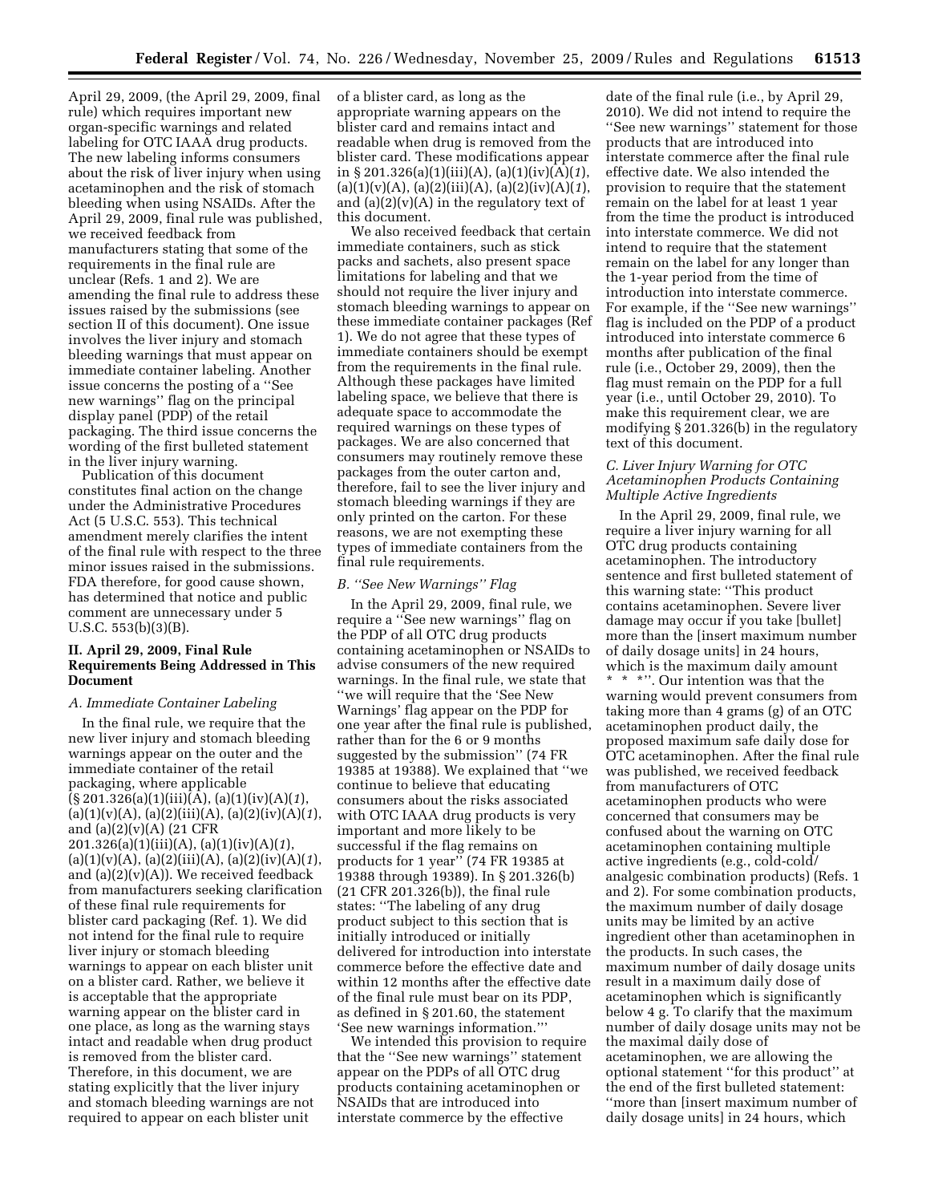April 29, 2009, (the April 29, 2009, final rule) which requires important new organ-specific warnings and related labeling for OTC IAAA drug products. The new labeling informs consumers about the risk of liver injury when using acetaminophen and the risk of stomach bleeding when using NSAIDs. After the April 29, 2009, final rule was published, we received feedback from manufacturers stating that some of the requirements in the final rule are unclear (Refs. 1 and 2). We are amending the final rule to address these issues raised by the submissions (see section II of this document). One issue involves the liver injury and stomach bleeding warnings that must appear on immediate container labeling. Another issue concerns the posting of a ''See new warnings'' flag on the principal display panel (PDP) of the retail packaging. The third issue concerns the wording of the first bulleted statement in the liver injury warning.

Publication of this document constitutes final action on the change under the Administrative Procedures Act (5 U.S.C. 553). This technical amendment merely clarifies the intent of the final rule with respect to the three minor issues raised in the submissions. FDA therefore, for good cause shown, has determined that notice and public comment are unnecessary under 5 U.S.C. 553(b)(3)(B).

## II. April 29, 2009, Final Rule Requirements Being Addressed in This Document

### *A. Immediate Container Labeling*

In the final rule, we require that the new liver injury and stomach bleeding warnings appear on the outer and the immediate container of the retail packaging, where applicable (§ 201.326(a)(1)(iii)(A), (a)(1)(iv)(A)(*1*), (a)(1)(v)(A), (a)(2)(iii)(A), (a)(2)(iv)(A)(*1*), and (a)(2)(v)(A) (21 CFR 201.326(a)(1)(iii)(A), (a)(1)(iv)(A)(*1*), (a)(1)(v)(A), (a)(2)(iii)(A), (a)(2)(iv)(A)(*1*), and (a)(2)(v)(A)). We received feedback from manufacturers seeking clarification of these final rule requirements for blister card packaging (Ref. 1). We did not intend for the final rule to require liver injury or stomach bleeding warnings to appear on each blister unit on a blister card. Rather, we believe it is acceptable that the appropriate warning appear on the blister card in one place, as long as the warning stays intact and readable when drug product is removed from the blister card. Therefore, in this document, we are stating explicitly that the liver injury and stomach bleeding warnings are not required to appear on each blister unit of a blister card, as long as the appropriate warning appears on the blister card and remains intact and readable when drug is removed from the blister card. These modifications appear in § 201.326(a)(1)(iii)(A), (a)(1)(iv)(A)(*1*), (a)(1)(v)(A), (a)(2)(iii)(A), (a)(2)(iv)(A)(*1*), and (a)(2)(v)(A) in the regulatory text of this document.

We also received feedback that certain immediate containers, such as stick packs and sachets, also present space limitations for labeling and that we should not require the liver injury and stomach bleeding warnings to appear on these immediate container packages (Ref 1). We do not agree that these types of immediate containers should be exempt from the requirements in the final rule. Although these packages have limited labeling space, we believe that there is adequate space to accommodate the required warnings on these types of packages. We are also concerned that consumers may routinely remove these packages from the outer carton and, therefore, fail to see the liver injury and stomach bleeding warnings if they are only printed on the carton. For these reasons, we are not exempting these types of immediate containers from the final rule requirements.

### *B. ''See New Warnings'' Flag*

In the April 29, 2009, final rule, we require a ''See new warnings'' flag on the PDP of all OTC drug products containing acetaminophen or NSAIDs to advise consumers of the new required warnings. In the final rule, we state that ''we will require that the 'See New Warnings' flag appear on the PDP for one year after the final rule is published, rather than for the 6 or 9 months suggested by the submission'' (74 FR 19385 at 19388). We explained that ''we continue to believe that educating consumers about the risks associated with OTC IAAA drug products is very important and more likely to be successful if the flag remains on products for 1 year'' (74 FR 19385 at 19388 through 19389). In § 201.326(b) (21 CFR 201.326(b)), the final rule states: ''The labeling of any drug product subject to this section that is initially introduced or initially delivered for introduction into interstate commerce before the effective date and within 12 months after the effective date of the final rule must bear on its PDP, as defined in § 201.60, the statement 'See new warnings information.'''

We intended this provision to require that the ''See new warnings'' statement appear on the PDPs of all OTC drug products containing acetaminophen or NSAIDs that are introduced into interstate commerce by the effective date of the final rule (i.e., by April 29, 2010). We did not intend to require the ''See new warnings'' statement for those products that are introduced into interstate commerce after the final rule effective date. We also intended the provision to require that the statement remain on the label for at least 1 year from the time the product is introduced into interstate commerce. We did not intend to require that the statement remain on the label for any longer than the 1-year period from the time of introduction into interstate commerce. For example, if the ''See new warnings'' flag is included on the PDP of a product introduced into interstate commerce 6 months after publication of the final rule (i.e., October 29, 2009), then the flag must remain on the PDP for a full year (i.e., until October 29, 2010). To make this requirement clear, we are modifying § 201.326(b) in the regulatory text of this document.

### *C. Liver Injury Warning for OTC Acetaminophen Products Containing Multiple Active Ingredients*

In the April 29, 2009, final rule, we require a liver injury warning for all OTC drug products containing acetaminophen. The introductory sentence and first bulleted statement of this warning state: ''This product contains acetaminophen. Severe liver damage may occur if you take [bullet] more than the [insert maximum number of daily dosage units] in 24 hours, which is the maximum daily amount * * *''. Our intention was that the warning would prevent consumers from taking more than 4 grams (g) of an OTC acetaminophen product daily, the proposed maximum safe daily dose for OTC acetaminophen. After the final rule was published, we received feedback from manufacturers of OTC acetaminophen products who were concerned that consumers may be confused about the warning on OTC acetaminophen containing multiple active ingredients (e.g., cold-cold/analgesic combination products) (Refs. 1 and 2). For some combination products, the maximum number of daily dosage units may be limited by an active ingredient other than acetaminophen in the products. In such cases, the maximum number of daily dosage units result in a maximum daily dose of acetaminophen which is significantly below 4 g. To clarify that the maximum number of daily dosage units may not be the maximal daily dose of acetaminophen, we are allowing the optional statement ''for this product'' at the end of the first bulleted statement: ''more than [insert maximum number of daily dosage units] in 24 hours, which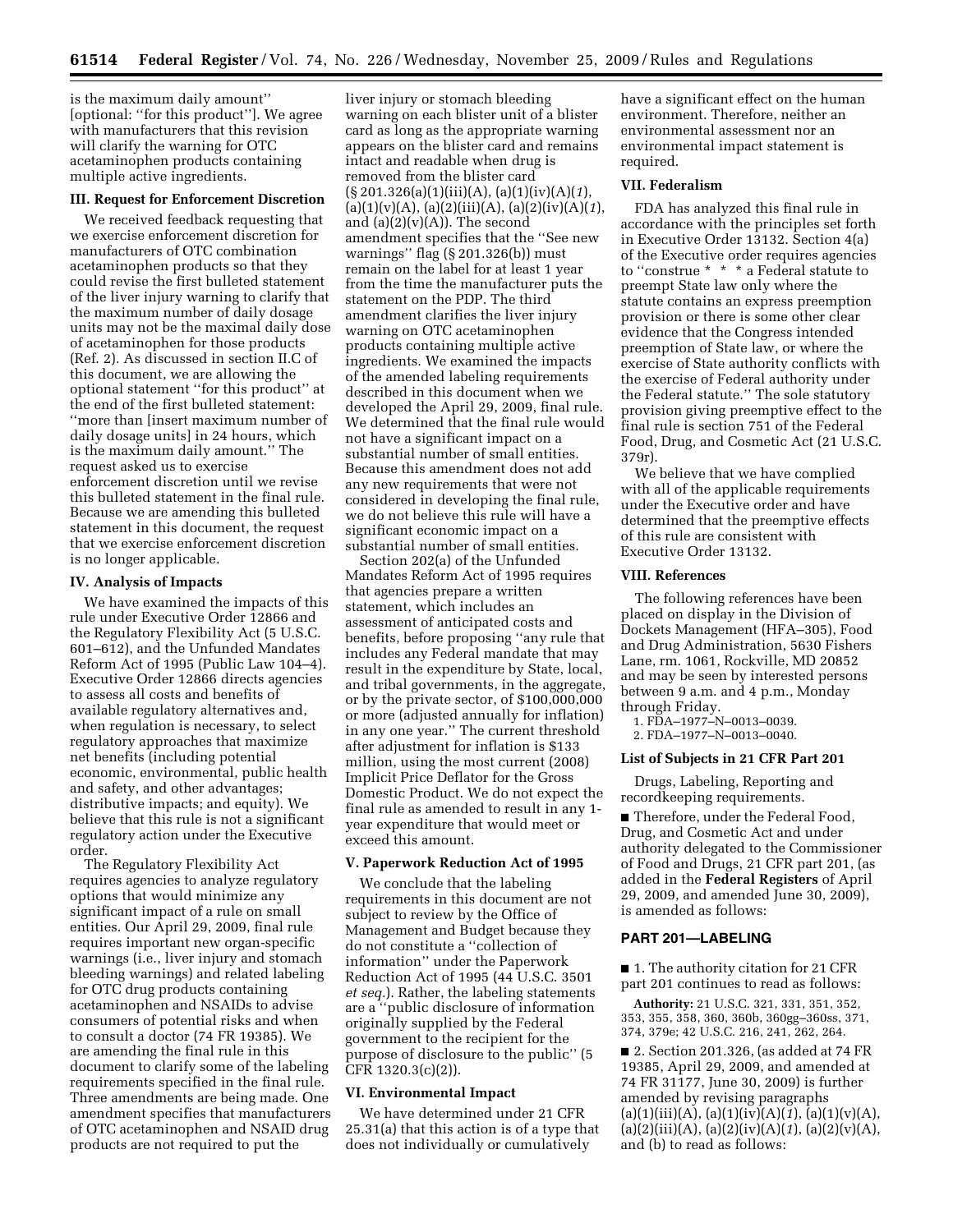is the maximum daily amount'' [optional: ''for this product'']. We agree with manufacturers that this revision will clarify the warning for OTC acetaminophen products containing multiple active ingredients.

### III. Request for Enforcement Discretion

We received feedback requesting that we exercise enforcement discretion for manufacturers of OTC combination acetaminophen products so that they could revise the first bulleted statement of the liver injury warning to clarify that the maximum number of daily dosage units may not be the maximal daily dose of acetaminophen for those products (Ref. 2). As discussed in section II.C of this document, we are allowing the optional statement ''for this product'' at the end of the first bulleted statement: ''more than [insert maximum number of daily dosage units] in 24 hours, which is the maximum daily amount.'' The request asked us to exercise enforcement discretion until we revise this bulleted statement in the final rule. Because we are amending this bulleted statement in this document, the request that we exercise enforcement discretion is no longer applicable.

### IV. Analysis of Impacts

We have examined the impacts of this rule under Executive Order 12866 and the Regulatory Flexibility Act (5 U.S.C. 601–612), and the Unfunded Mandates Reform Act of 1995 (Public Law 104–4). Executive Order 12866 directs agencies to assess all costs and benefits of available regulatory alternatives and, when regulation is necessary, to select regulatory approaches that maximize net benefits (including potential economic, environmental, public health and safety, and other advantages; distributive impacts; and equity). We believe that this rule is not a significant regulatory action under the Executive order.

The Regulatory Flexibility Act requires agencies to analyze regulatory options that would minimize any significant impact of a rule on small entities. Our April 29, 2009, final rule requires important new organ-specific warnings (i.e., liver injury and stomach bleeding warnings) and related labeling for OTC drug products containing acetaminophen and NSAIDs to advise consumers of potential risks and when to consult a doctor (74 FR 19385). We are amending the final rule in this document to clarify some of the labeling requirements specified in the final rule. Three amendments are being made. One amendment specifies that manufacturers of OTC acetaminophen and NSAID drug products are not required to put the liver injury or stomach bleeding warning on each blister unit of a blister card as long as the appropriate warning appears on the blister card and remains intact and readable when drug is removed from the blister card (§ 201.326(a)(1)(iii)(A), (a)(1)(iv)(A)(*1*), (a)(1)(v)(A), (a)(2)(iii)(A), (a)(2)(iv)(A)(*1*), and (a)(2)(v)(A)). The second amendment specifies that the ''See new warnings'' flag (§ 201.326(b)) must remain on the label for at least 1 year from the time the manufacturer puts the statement on the PDP. The third amendment clarifies the liver injury warning on OTC acetaminophen products containing multiple active ingredients. We examined the impacts of the amended labeling requirements described in this document when we developed the April 29, 2009, final rule. We determined that the final rule would not have a significant impact on a substantial number of small entities. Because this amendment does not add any new requirements that were not considered in developing the final rule, we do not believe this rule will have a significant economic impact on a substantial number of small entities.

Section 202(a) of the Unfunded Mandates Reform Act of 1995 requires that agencies prepare a written statement, which includes an assessment of anticipated costs and benefits, before proposing ''any rule that includes any Federal mandate that may result in the expenditure by State, local, and tribal governments, in the aggregate, or by the private sector, of $100,000,000 or more (adjusted annually for inflation) in any one year.'' The current threshold after adjustment for inflation is $133 million, using the most current (2008) Implicit Price Deflator for the Gross Domestic Product. We do not expect the final rule as amended to result in any 1-year expenditure that would meet or exceed this amount.

### V. Paperwork Reduction Act of 1995

We conclude that the labeling requirements in this document are not subject to review by the Office of Management and Budget because they do not constitute a ''collection of information'' under the Paperwork Reduction Act of 1995 (44 U.S.C. 3501 *et seq.*). Rather, the labeling statements are a ''public disclosure of information originally supplied by the Federal government to the recipient for the purpose of disclosure to the public'' (5 CFR 1320.3(c)(2)).

### VI. Environmental Impact

We have determined under 21 CFR 25.31(a) that this action is of a type that does not individually or cumulatively have a significant effect on the human environment. Therefore, neither an environmental assessment nor an environmental impact statement is required.

### VII. Federalism

FDA has analyzed this final rule in accordance with the principles set forth in Executive Order 13132. Section 4(a) of the Executive order requires agencies to ''construe * * * a Federal statute to preempt State law only where the statute contains an express preemption provision or there is some other clear evidence that the Congress intended preemption of State law, or where the exercise of State authority conflicts with the exercise of Federal authority under the Federal statute.'' The sole statutory provision giving preemptive effect to the final rule is section 751 of the Federal Food, Drug, and Cosmetic Act (21 U.S.C. 379r).

We believe that we have complied with all of the applicable requirements under the Executive order and have determined that the preemptive effects of this rule are consistent with Executive Order 13132.

### VIII. References

The following references have been placed on display in the Division of Dockets Management (HFA–305), Food and Drug Administration, 5630 Fishers Lane, rm. 1061, Rockville, MD 20852 and may be seen by interested persons between 9 a.m. and 4 p.m., Monday through Friday.

1. FDA–1977–N–0013–0039.
2. FDA–1977–N–0013–0040.

### List of Subjects in 21 CFR Part 201

Drugs, Labeling, Reporting and recordkeeping requirements.

■ Therefore, under the Federal Food, Drug, and Cosmetic Act and under authority delegated to the Commissioner of Food and Drugs, 21 CFR part 201, (as added in the **Federal Registers** of April 29, 2009, and amended June 30, 2009), is amended as follows:

## PART 201—LABELING

■ 1. The authority citation for 21 CFR part 201 continues to read as follows:

**Authority:** 21 U.S.C. 321, 331, 351, 352, 353, 355, 358, 360, 360b, 360gg–360ss, 371, 374, 379e; 42 U.S.C. 216, 241, 262, 264.

■ 2. Section 201.326, (as added at 74 FR 19385, April 29, 2009, and amended at 74 FR 31177, June 30, 2009) is further amended by revising paragraphs (a)(1)(iii)(A), (a)(1)(iv)(A)(*1*), (a)(1)(v)(A), (a)(2)(iii)(A), (a)(2)(iv)(A)(*1*), (a)(2)(v)(A), and (b) to read as follows: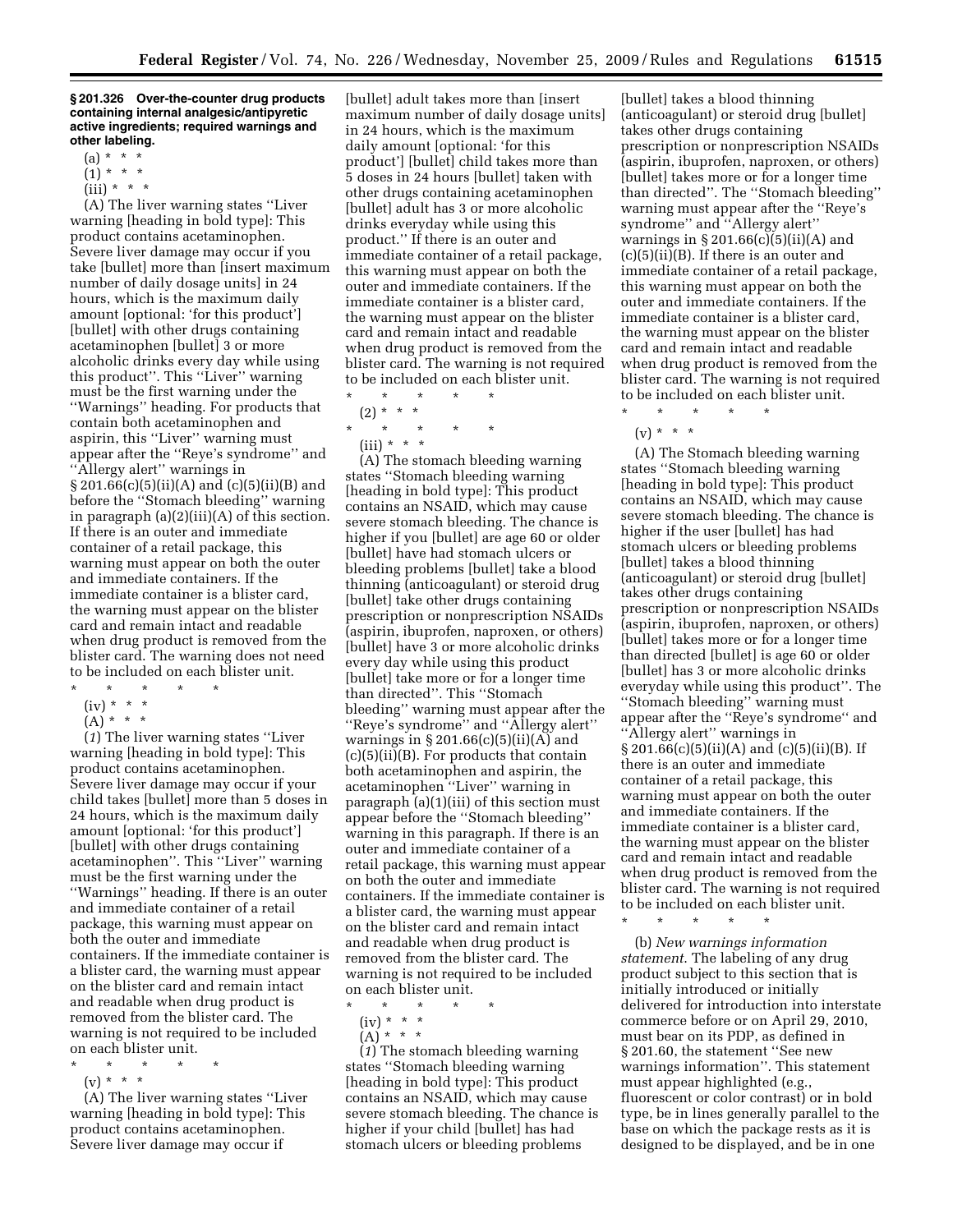**§ 201.326 Over-the-counter drug products containing internal analgesic/antipyretic active ingredients; required warnings and other labeling.**

(a) * * *

(1) * * *

(iii) * * *

(A) The liver warning states ''Liver warning [heading in bold type]: This product contains acetaminophen. Severe liver damage may occur if you take [bullet] more than [insert maximum number of daily dosage units] in 24 hours, which is the maximum daily amount [optional: 'for this product'] [bullet] with other drugs containing acetaminophen [bullet] 3 or more alcoholic drinks every day while using this product''. This ''Liver'' warning must be the first warning under the ''Warnings'' heading. For products that contain both acetaminophen and aspirin, this ''Liver'' warning must appear after the ''Reye's syndrome'' and ''Allergy alert'' warnings in § 201.66(c)(5)(ii)(A) and (c)(5)(ii)(B) and before the ''Stomach bleeding'' warning in paragraph (a)(2)(iii)(A) of this section. If there is an outer and immediate container of a retail package, this warning must appear on both the outer and immediate containers. If the immediate container is a blister card, the warning must appear on the blister card and remain intact and readable when drug product is removed from the blister card. The warning does not need to be included on each blister unit.

\* \* \* \* \*

(iv) * * *

(A) * * *

(*1*) The liver warning states ''Liver warning [heading in bold type]: This product contains acetaminophen. Severe liver damage may occur if your child takes [bullet] more than 5 doses in 24 hours, which is the maximum daily amount [optional: 'for this product'] [bullet] with other drugs containing acetaminophen''. This ''Liver'' warning must be the first warning under the ''Warnings'' heading. If there is an outer and immediate container of a retail package, this warning must appear on both the outer and immediate containers. If the immediate container is a blister card, the warning must appear on the blister card and remain intact and readable when drug product is removed from the blister card. The warning is not required to be included on each blister unit.

\* \* \* \* \*

(v) * * *

(A) The liver warning states ''Liver warning [heading in bold type]: This product contains acetaminophen. Severe liver damage may occur if [bullet] adult takes more than [insert maximum number of daily dosage units] in 24 hours, which is the maximum daily amount [optional: 'for this product'] [bullet] child takes more than 5 doses in 24 hours [bullet] taken with other drugs containing acetaminophen [bullet] adult has 3 or more alcoholic drinks everyday while using this product.'' If there is an outer and immediate container of a retail package, this warning must appear on both the outer and immediate containers. If the immediate container is a blister card, the warning must appear on the blister card and remain intact and readable when drug product is removed from the blister card. The warning is not required to be included on each blister unit.

\* \* \* \* \*

(2) * * *

\* \* \* \* \*

(iii) * * *

(A) The stomach bleeding warning states ''Stomach bleeding warning [heading in bold type]: This product contains an NSAID, which may cause severe stomach bleeding. The chance is higher if you [bullet] are age 60 or older [bullet] have had stomach ulcers or bleeding problems [bullet] take a blood thinning (anticoagulant) or steroid drug [bullet] take other drugs containing prescription or nonprescription NSAIDs (aspirin, ibuprofen, naproxen, or others) [bullet] have 3 or more alcoholic drinks every day while using this product [bullet] take more or for a longer time than directed''. This ''Stomach bleeding'' warning must appear after the ''Reye's syndrome'' and ''Allergy alert'' warnings in § 201.66(c)(5)(ii)(A) and (c)(5)(ii)(B). For products that contain both acetaminophen and aspirin, the acetaminophen ''Liver'' warning in paragraph (a)(1)(iii) of this section must appear before the ''Stomach bleeding'' warning in this paragraph. If there is an outer and immediate container of a retail package, this warning must appear on both the outer and immediate containers. If the immediate container is a blister card, the warning must appear on the blister card and remain intact and readable when drug product is removed from the blister card. The warning is not required to be included on each blister unit.

\* \* \* \* \*

(iv) * * *

(A) * * *

(*1*) The stomach bleeding warning states ''Stomach bleeding warning [heading in bold type]: This product contains an NSAID, which may cause severe stomach bleeding. The chance is higher if your child [bullet] has had stomach ulcers or bleeding problems [bullet] takes a blood thinning (anticoagulant) or steroid drug [bullet] takes other drugs containing prescription or nonprescription NSAIDs (aspirin, ibuprofen, naproxen, or others) [bullet] takes more or for a longer time than directed''. The ''Stomach bleeding'' warning must appear after the ''Reye's syndrome'' and ''Allergy alert'' warnings in § 201.66(c)(5)(ii)(A) and (c)(5)(ii)(B). If there is an outer and immediate container of a retail package, this warning must appear on both the outer and immediate containers. If the immediate container is a blister card, the warning must appear on the blister card and remain intact and readable when drug product is removed from the blister card. The warning is not required to be included on each blister unit.

\* \* \* \* \*

(v) * * *

(A) The Stomach bleeding warning states ''Stomach bleeding warning [heading in bold type]: This product contains an NSAID, which may cause severe stomach bleeding. The chance is higher if the user [bullet] has had stomach ulcers or bleeding problems [bullet] takes a blood thinning (anticoagulant) or steroid drug [bullet] takes other drugs containing prescription or nonprescription NSAIDs (aspirin, ibuprofen, naproxen, or others) [bullet] takes more or for a longer time than directed [bullet] is age 60 or older [bullet] has 3 or more alcoholic drinks everyday while using this product''. The ''Stomach bleeding'' warning must appear after the ''Reye's syndrome'' and ''Allergy alert'' warnings in § 201.66(c)(5)(ii)(A) and (c)(5)(ii)(B). If there is an outer and immediate container of a retail package, this warning must appear on both the outer and immediate containers. If the immediate container is a blister card, the warning must appear on the blister card and remain intact and readable when drug product is removed from the blister card. The warning is not required to be included on each blister unit.

\* \* \* \* \*

(b) *New warnings information statement*. The labeling of any drug product subject to this section that is initially introduced or initially delivered for introduction into interstate commerce before or on April 29, 2010, must bear on its PDP, as defined in § 201.60, the statement ''See new warnings information''. This statement must appear highlighted (e.g., fluorescent or color contrast) or in bold type, be in lines generally parallel to the base on which the package rests as it is designed to be displayed, and be in one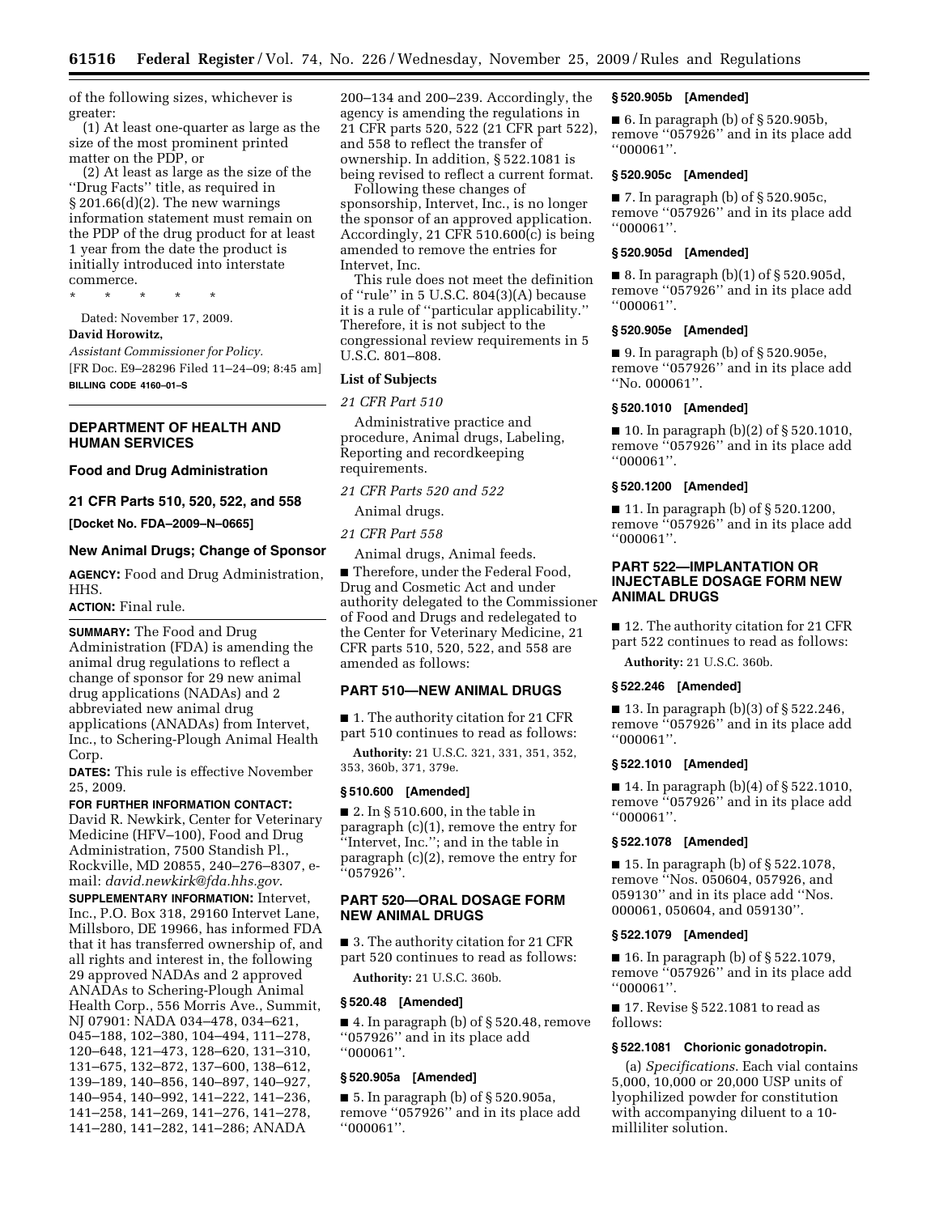of the following sizes, whichever is greater:

(1) At least one-quarter as large as the size of the most prominent printed matter on the PDP, or

(2) At least as large as the size of the ''Drug Facts'' title, as required in § 201.66(d)(2). The new warnings information statement must remain on the PDP of the drug product for at least 1 year from the date the product is initially introduced into interstate commerce.

\* \* \* \* \*

Dated: November 17, 2009.

**David Horowitz,**

*Assistant Commissioner for Policy.*

[FR Doc. E9–28296 Filed 11–24–09; 8:45 am]

**BILLING CODE 4160–01–S**

## DEPARTMENT OF HEALTH AND HUMAN SERVICES

### Food and Drug Administration

### 21 CFR Parts 510, 520, 522, and 558

**[Docket No. FDA–2009–N–0665]**

### New Animal Drugs; Change of Sponsor

**AGENCY:** Food and Drug Administration, HHS.

**ACTION:** Final rule.

**SUMMARY:** The Food and Drug Administration (FDA) is amending the animal drug regulations to reflect a change of sponsor for 29 new animal drug applications (NADAs) and 2 abbreviated new animal drug applications (ANADAs) from Intervet, Inc., to Schering-Plough Animal Health Corp.

**DATES:** This rule is effective November 25, 2009.

**FOR FURTHER INFORMATION CONTACT:** David R. Newkirk, Center for Veterinary Medicine (HFV–100), Food and Drug Administration, 7500 Standish Pl., Rockville, MD 20855, 240–276–8307, e-mail: *david.newkirk@fda.hhs.gov*.

**SUPPLEMENTARY INFORMATION:** Intervet, Inc., P.O. Box 318, 29160 Intervet Lane, Millsboro, DE 19966, has informed FDA that it has transferred ownership of, and all rights and interest in, the following 29 approved NADAs and 2 approved ANADAs to Schering-Plough Animal Health Corp., 556 Morris Ave., Summit, NJ 07901: NADA 034–478, 034–621, 045–188, 102–380, 104–494, 111–278, 120–648, 121–473, 128–620, 131–310, 131–675, 132–872, 137–600, 138–612, 139–189, 140–856, 140–897, 140–927, 140–954, 140–992, 141–222, 141–236, 141–258, 141–269, 141–276, 141–278, 141–280, 141–282, 141–286; ANADA 200–134 and 200–239. Accordingly, the agency is amending the regulations in 21 CFR parts 520, 522 (21 CFR part 522), and 558 to reflect the transfer of ownership. In addition, § 522.1081 is being revised to reflect a current format.

Following these changes of sponsorship, Intervet, Inc., is no longer the sponsor of an approved application. Accordingly, 21 CFR 510.600(c) is being amended to remove the entries for Intervet, Inc.

This rule does not meet the definition of ''rule'' in 5 U.S.C. 804(3)(A) because it is a rule of ''particular applicability.'' Therefore, it is not subject to the congressional review requirements in 5 U.S.C. 801–808.

**List of Subjects**

*21 CFR Part 510*

Administrative practice and procedure, Animal drugs, Labeling, Reporting and recordkeeping requirements.

*21 CFR Parts 520 and 522*

Animal drugs.

*21 CFR Part 558*

Animal drugs, Animal feeds.

■ Therefore, under the Federal Food, Drug and Cosmetic Act and under authority delegated to the Commissioner of Food and Drugs and redelegated to the Center for Veterinary Medicine, 21 CFR parts 510, 520, 522, and 558 are amended as follows:

## PART 510—NEW ANIMAL DRUGS

■ 1. The authority citation for 21 CFR part 510 continues to read as follows:

**Authority:** 21 U.S.C. 321, 331, 351, 352, 353, 360b, 371, 379e.

**§ 510.600 [Amended]**

■ 2. In § 510.600, in the table in paragraph (c)(1), remove the entry for ''Intervet, Inc.''; and in the table in paragraph (c)(2), remove the entry for ''057926''.

## PART 520—ORAL DOSAGE FORM NEW ANIMAL DRUGS

■ 3. The authority citation for 21 CFR part 520 continues to read as follows:

**Authority:** 21 U.S.C. 360b.

**§ 520.48 [Amended]**

■ 4. In paragraph (b) of § 520.48, remove ''057926'' and in its place add ''000061''.

**§ 520.905a [Amended]**

■ 5. In paragraph (b) of § 520.905a, remove ''057926'' and in its place add ''000061''.

**§ 520.905b [Amended]**

■ 6. In paragraph (b) of § 520.905b, remove ''057926'' and in its place add ''000061''.

**§ 520.905c [Amended]**

■ 7. In paragraph (b) of § 520.905c, remove ''057926'' and in its place add ''000061''.

**§ 520.905d [Amended]**

■ 8. In paragraph (b)(1) of § 520.905d, remove ''057926'' and in its place add ''000061''.

**§ 520.905e [Amended]**

■ 9. In paragraph (b) of § 520.905e, remove ''057926'' and in its place add ''No. 000061''.

**§ 520.1010 [Amended]**

■ 10. In paragraph (b)(2) of § 520.1010, remove ''057926'' and in its place add ''000061''.

**§ 520.1200 [Amended]**

■ 11. In paragraph (b) of § 520.1200, remove ''057926'' and in its place add ''000061''.

## PART 522—IMPLANTATION OR INJECTABLE DOSAGE FORM NEW ANIMAL DRUGS

■ 12. The authority citation for 21 CFR part 522 continues to read as follows:

**Authority:** 21 U.S.C. 360b.

**§ 522.246 [Amended]**

■ 13. In paragraph (b)(3) of § 522.246, remove ''057926'' and in its place add ''000061''.

**§ 522.1010 [Amended]**

■ 14. In paragraph (b)(4) of § 522.1010, remove ''057926'' and in its place add ''000061''.

**§ 522.1078 [Amended]**

■ 15. In paragraph (b) of § 522.1078, remove ''Nos. 050604, 057926, and 059130'' and in its place add ''Nos. 000061, 050604, and 059130''.

**§ 522.1079 [Amended]**

■ 16. In paragraph (b) of § 522.1079, remove ''057926'' and in its place add ''000061''.

■ 17. Revise § 522.1081 to read as follows:

**§ 522.1081 Chorionic gonadotropin.**

(a) *Specifications.* Each vial contains 5,000, 10,000 or 20,000 USP units of lyophilized powder for constitution with accompanying diluent to a 10-milliliter solution.